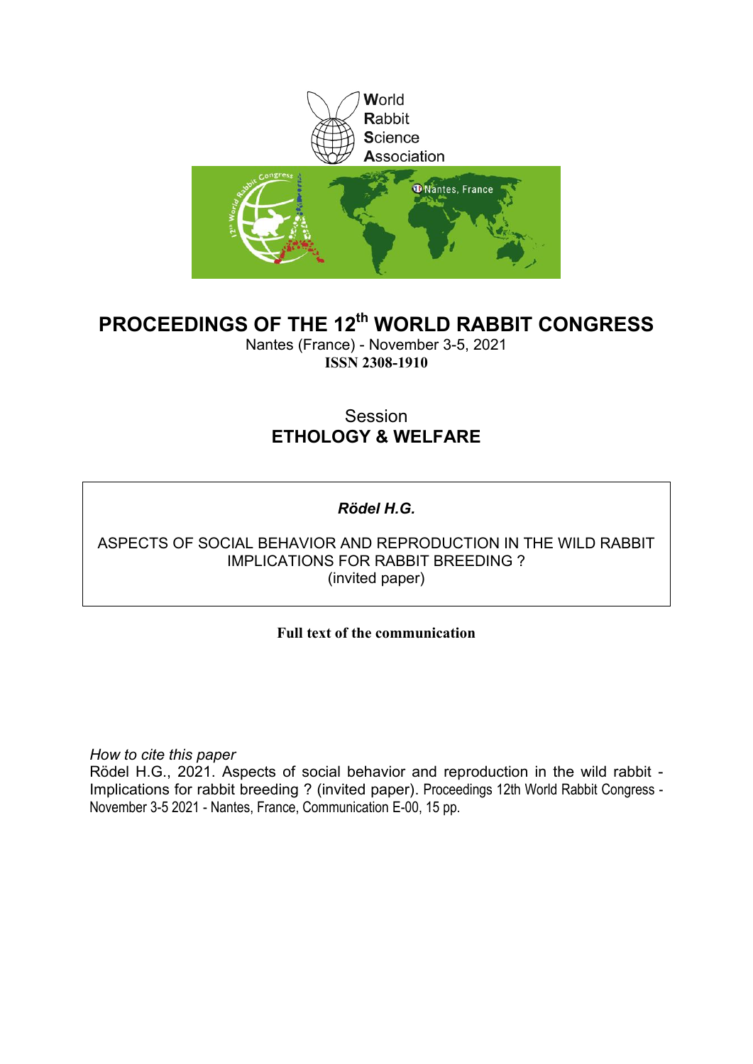World
Rabbit
Science
Association

# PROCEEDINGS OF THE 12th WORLD RABBIT CONGRESS

Nantes (France) - November 3-5, 2021
**ISSN 2308-1910**

Session
**ETHOLOGY & WELFARE**

***Rödel H.G.***

ASPECTS OF SOCIAL BEHAVIOR AND REPRODUCTION IN THE WILD RABBIT IMPLICATIONS FOR RABBIT BREEDING ?
(invited paper)

**Full text of the communication**

*How to cite this paper*
Rödel H.G., 2021. Aspects of social behavior and reproduction in the wild rabbit - Implications for rabbit breeding ? (invited paper). Proceedings 12th World Rabbit Congress - November 3-5 2021 - Nantes, France, Communication E-00, 15 pp.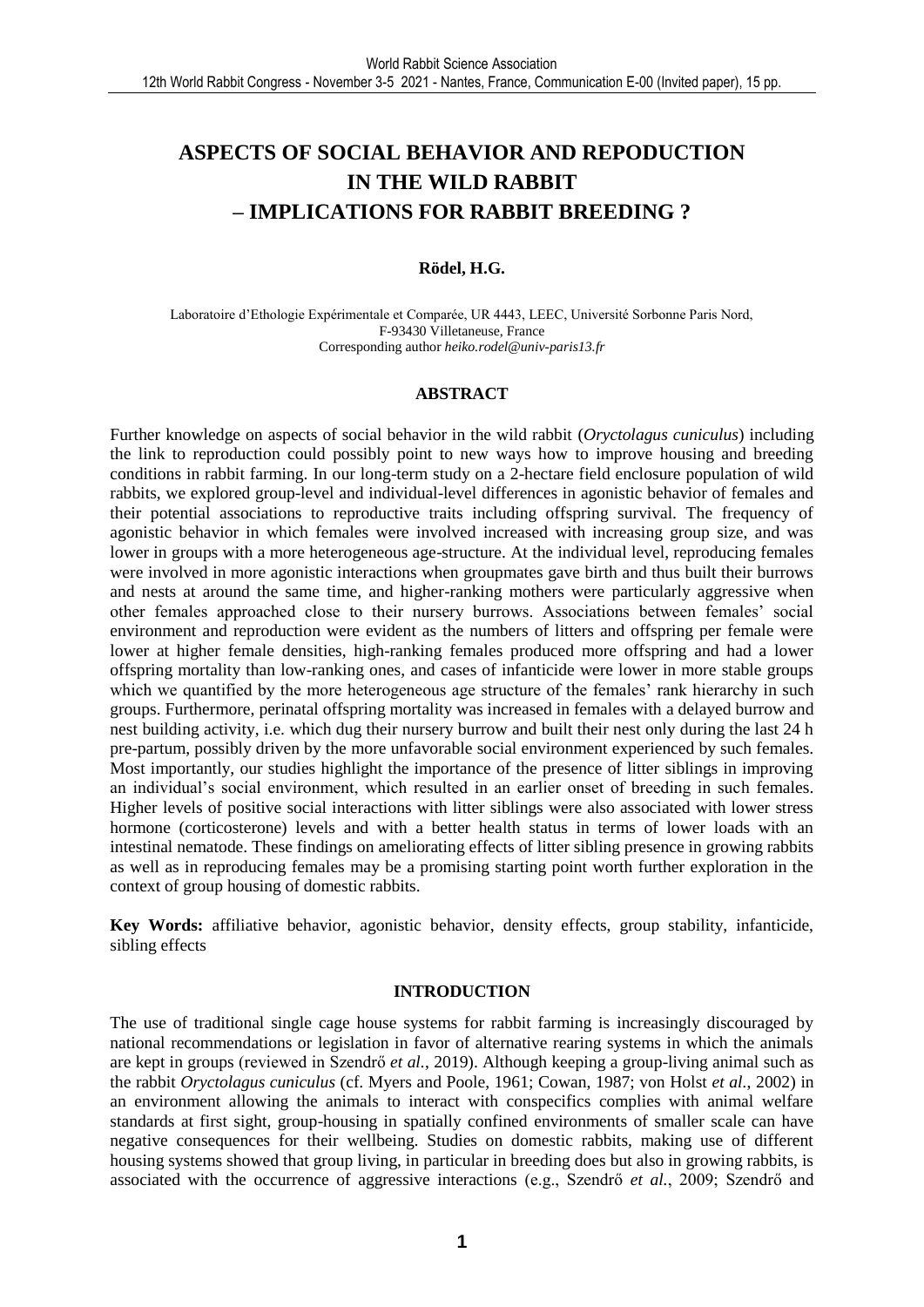# ASPECTS OF SOCIAL BEHAVIOR AND REPODUCTION IN THE WILD RABBIT – IMPLICATIONS FOR RABBIT BREEDING ?

**Rödel, H.G.**

Laboratoire d'Ethologie Expérimentale et Comparée, UR 4443, LEEC, Université Sorbonne Paris Nord, F-93430 Villetaneuse, France
Corresponding author *heiko.rodel@univ-paris13.fr*

## ABSTRACT

Further knowledge on aspects of social behavior in the wild rabbit (*Oryctolagus cuniculus*) including the link to reproduction could possibly point to new ways how to improve housing and breeding conditions in rabbit farming. In our long-term study on a 2-hectare field enclosure population of wild rabbits, we explored group-level and individual-level differences in agonistic behavior of females and their potential associations to reproductive traits including offspring survival. The frequency of agonistic behavior in which females were involved increased with increasing group size, and was lower in groups with a more heterogeneous age-structure. At the individual level, reproducing females were involved in more agonistic interactions when groupmates gave birth and thus built their burrows and nests at around the same time, and higher-ranking mothers were particularly aggressive when other females approached close to their nursery burrows. Associations between females' social environment and reproduction were evident as the numbers of litters and offspring per female were lower at higher female densities, high-ranking females produced more offspring and had a lower offspring mortality than low-ranking ones, and cases of infanticide were lower in more stable groups which we quantified by the more heterogeneous age structure of the females' rank hierarchy in such groups. Furthermore, perinatal offspring mortality was increased in females with a delayed burrow and nest building activity, i.e. which dug their nursery burrow and built their nest only during the last 24 h pre-partum, possibly driven by the more unfavorable social environment experienced by such females. Most importantly, our studies highlight the importance of the presence of litter siblings in improving an individual's social environment, which resulted in an earlier onset of breeding in such females. Higher levels of positive social interactions with litter siblings were also associated with lower stress hormone (corticosterone) levels and with a better health status in terms of lower loads with an intestinal nematode. These findings on ameliorating effects of litter sibling presence in growing rabbits as well as in reproducing females may be a promising starting point worth further exploration in the context of group housing of domestic rabbits.

**Key Words:** affiliative behavior, agonistic behavior, density effects, group stability, infanticide, sibling effects

## INTRODUCTION

The use of traditional single cage house systems for rabbit farming is increasingly discouraged by national recommendations or legislation in favor of alternative rearing systems in which the animals are kept in groups (reviewed in Szendrő *et al.*, 2019). Although keeping a group-living animal such as the rabbit *Oryctolagus cuniculus* (cf. Myers and Poole, 1961; Cowan, 1987; von Holst *et al*., 2002) in an environment allowing the animals to interact with conspecifics complies with animal welfare standards at first sight, group-housing in spatially confined environments of smaller scale can have negative consequences for their wellbeing. Studies on domestic rabbits, making use of different housing systems showed that group living, in particular in breeding does but also in growing rabbits, is associated with the occurrence of aggressive interactions (e.g., Szendrő *et al.*, 2009; Szendrő and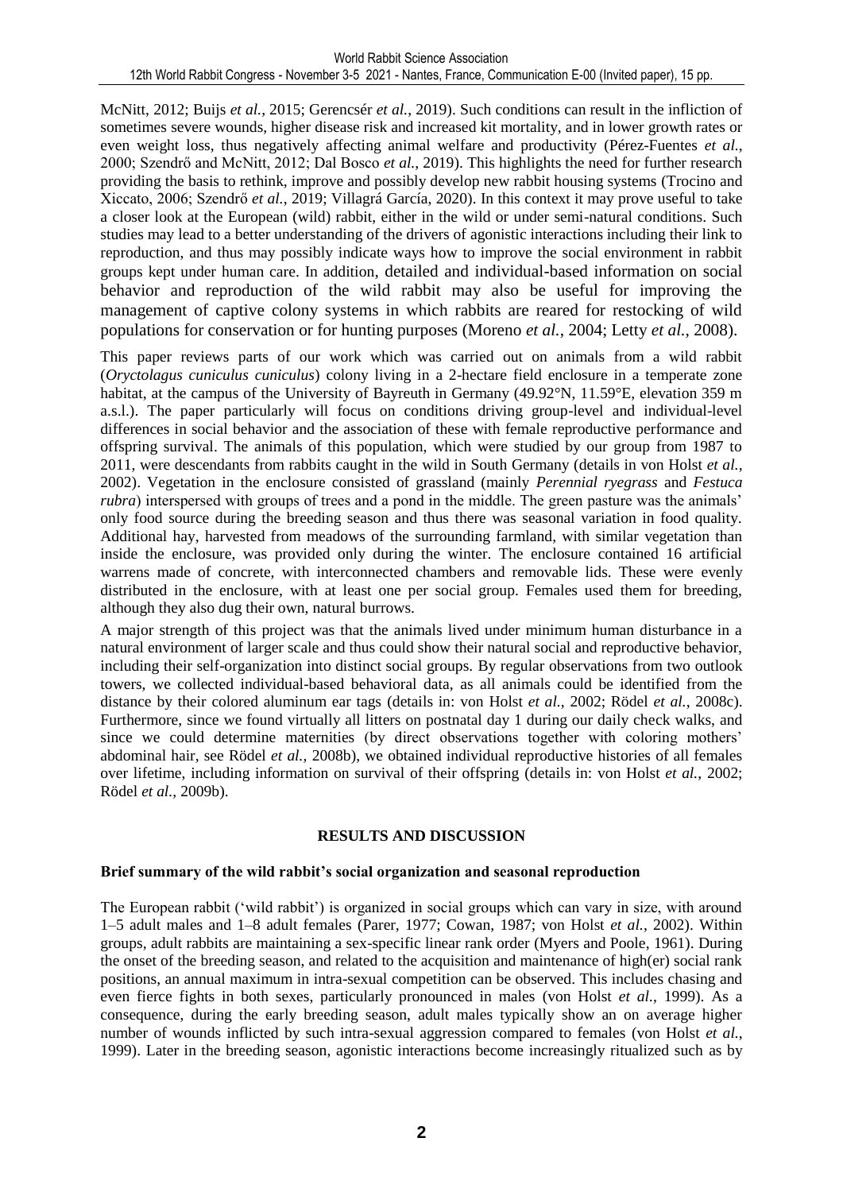McNitt, 2012; Buijs *et al.*, 2015; Gerencsér *et al.*, 2019). Such conditions can result in the infliction of sometimes severe wounds, higher disease risk and increased kit mortality, and in lower growth rates or even weight loss, thus negatively affecting animal welfare and productivity (Pérez-Fuentes *et al.*, 2000; Szendrő and McNitt, 2012; Dal Bosco *et al.*, 2019). This highlights the need for further research providing the basis to rethink, improve and possibly develop new rabbit housing systems (Trocino and Xiccato, 2006; Szendrő *et al.*, 2019; Villagrá García, 2020). In this context it may prove useful to take a closer look at the European (wild) rabbit, either in the wild or under semi-natural conditions. Such studies may lead to a better understanding of the drivers of agonistic interactions including their link to reproduction, and thus may possibly indicate ways how to improve the social environment in rabbit groups kept under human care. In addition, detailed and individual-based information on social behavior and reproduction of the wild rabbit may also be useful for improving the management of captive colony systems in which rabbits are reared for restocking of wild populations for conservation or for hunting purposes (Moreno *et al.*, 2004; Letty *et al.*, 2008).

This paper reviews parts of our work which was carried out on animals from a wild rabbit (*Oryctolagus cuniculus cuniculus*) colony living in a 2-hectare field enclosure in a temperate zone habitat, at the campus of the University of Bayreuth in Germany (49.92°N, 11.59°E, elevation 359 m a.s.l.). The paper particularly will focus on conditions driving group-level and individual-level differences in social behavior and the association of these with female reproductive performance and offspring survival. The animals of this population, which were studied by our group from 1987 to 2011, were descendants from rabbits caught in the wild in South Germany (details in von Holst *et al.*, 2002). Vegetation in the enclosure consisted of grassland (mainly *Perennial ryegrass* and *Festuca rubra*) interspersed with groups of trees and a pond in the middle. The green pasture was the animals' only food source during the breeding season and thus there was seasonal variation in food quality. Additional hay, harvested from meadows of the surrounding farmland, with similar vegetation than inside the enclosure, was provided only during the winter. The enclosure contained 16 artificial warrens made of concrete, with interconnected chambers and removable lids. These were evenly distributed in the enclosure, with at least one per social group. Females used them for breeding, although they also dug their own, natural burrows.

A major strength of this project was that the animals lived under minimum human disturbance in a natural environment of larger scale and thus could show their natural social and reproductive behavior, including their self-organization into distinct social groups. By regular observations from two outlook towers, we collected individual-based behavioral data, as all animals could be identified from the distance by their colored aluminum ear tags (details in: von Holst *et al.*, 2002; Rödel *et al.*, 2008c). Furthermore, since we found virtually all litters on postnatal day 1 during our daily check walks, and since we could determine maternities (by direct observations together with coloring mothers' abdominal hair, see Rödel *et al.*, 2008b), we obtained individual reproductive histories of all females over lifetime, including information on survival of their offspring (details in: von Holst *et al.*, 2002; Rödel *et al.*, 2009b).

## RESULTS AND DISCUSSION

### Brief summary of the wild rabbit's social organization and seasonal reproduction

The European rabbit ('wild rabbit') is organized in social groups which can vary in size, with around 1–5 adult males and 1–8 adult females (Parer, 1977; Cowan, 1987; von Holst *et al.*, 2002). Within groups, adult rabbits are maintaining a sex-specific linear rank order (Myers and Poole, 1961). During the onset of the breeding season, and related to the acquisition and maintenance of high(er) social rank positions, an annual maximum in intra-sexual competition can be observed. This includes chasing and even fierce fights in both sexes, particularly pronounced in males (von Holst *et al.*, 1999). As a consequence, during the early breeding season, adult males typically show an on average higher number of wounds inflicted by such intra-sexual aggression compared to females (von Holst *et al.*, 1999). Later in the breeding season, agonistic interactions become increasingly ritualized such as by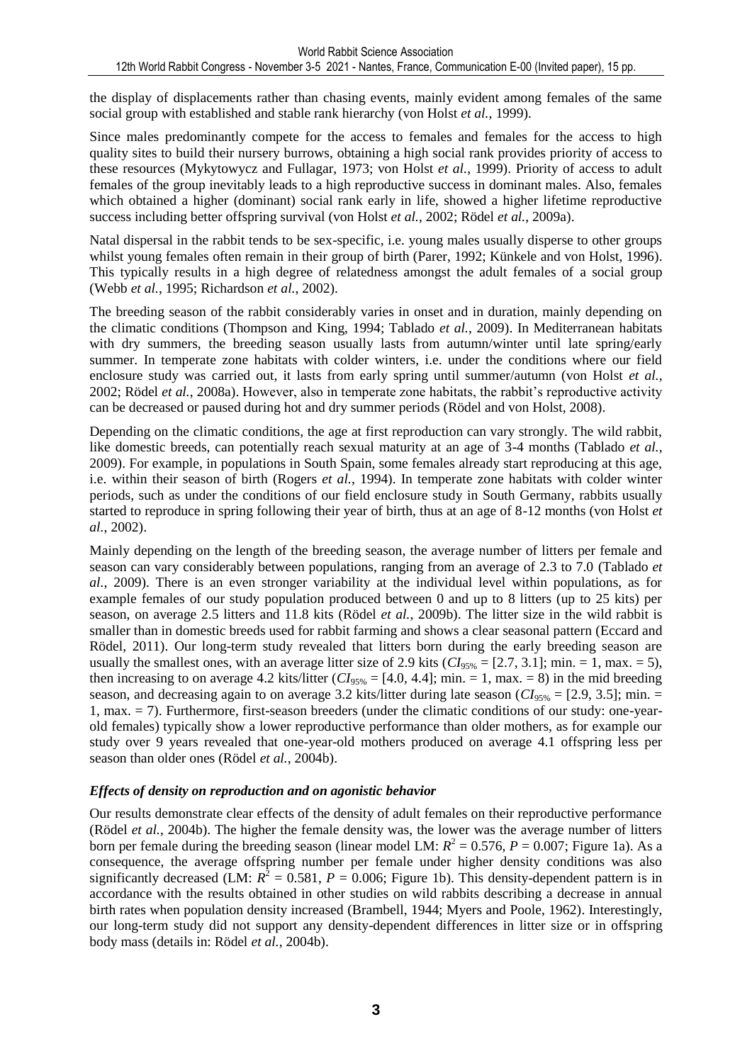the display of displacements rather than chasing events, mainly evident among females of the same social group with established and stable rank hierarchy (von Holst *et al.*, 1999).

Since males predominantly compete for the access to females and females for the access to high quality sites to build their nursery burrows, obtaining a high social rank provides priority of access to these resources (Mykytowycz and Fullagar, 1973; von Holst *et al.*, 1999). Priority of access to adult females of the group inevitably leads to a high reproductive success in dominant males. Also, females which obtained a higher (dominant) social rank early in life, showed a higher lifetime reproductive success including better offspring survival (von Holst *et al.*, 2002; Rödel *et al.*, 2009a).

Natal dispersal in the rabbit tends to be sex-specific, i.e. young males usually disperse to other groups whilst young females often remain in their group of birth (Parer, 1992; Künkele and von Holst, 1996). This typically results in a high degree of relatedness amongst the adult females of a social group (Webb *et al.*, 1995; Richardson *et al.*, 2002).

The breeding season of the rabbit considerably varies in onset and in duration, mainly depending on the climatic conditions (Thompson and King, 1994; Tablado *et al.*, 2009). In Mediterranean habitats with dry summers, the breeding season usually lasts from autumn/winter until late spring/early summer. In temperate zone habitats with colder winters, i.e. under the conditions where our field enclosure study was carried out, it lasts from early spring until summer/autumn (von Holst *et al.*, 2002; Rödel *et al.*, 2008a). However, also in temperate zone habitats, the rabbit's reproductive activity can be decreased or paused during hot and dry summer periods (Rödel and von Holst, 2008).

Depending on the climatic conditions, the age at first reproduction can vary strongly. The wild rabbit, like domestic breeds, can potentially reach sexual maturity at an age of 3-4 months (Tablado *et al.*, 2009). For example, in populations in South Spain, some females already start reproducing at this age, i.e. within their season of birth (Rogers *et al.*, 1994). In temperate zone habitats with colder winter periods, such as under the conditions of our field enclosure study in South Germany, rabbits usually started to reproduce in spring following their year of birth, thus at an age of 8-12 months (von Holst *et al.*, 2002).

Mainly depending on the length of the breeding season, the average number of litters per female and season can vary considerably between populations, ranging from an average of 2.3 to 7.0 (Tablado *et al.*, 2009). There is an even stronger variability at the individual level within populations, as for example females of our study population produced between 0 and up to 8 litters (up to 25 kits) per season, on average 2.5 litters and 11.8 kits (Rödel *et al.*, 2009b). The litter size in the wild rabbit is smaller than in domestic breeds used for rabbit farming and shows a clear seasonal pattern (Eccard and Rödel, 2011). Our long-term study revealed that litters born during the early breeding season are usually the smallest ones, with an average litter size of 2.9 kits ($CI_{95\%}$ = [2.7, 3.1]; min. = 1, max. = 5), then increasing to on average 4.2 kits/litter ($CI_{95\%}$ = [4.0, 4.4]; min. = 1, max. = 8) in the mid breeding season, and decreasing again to on average 3.2 kits/litter during late season ($CI_{95\%}$ = [2.9, 3.5]; min. = 1, max. = 7). Furthermore, first-season breeders (under the climatic conditions of our study: one-year-old females) typically show a lower reproductive performance than older mothers, as for example our study over 9 years revealed that one-year-old mothers produced on average 4.1 offspring less per season than older ones (Rödel *et al.*, 2004b).

### *Effects of density on reproduction and on agonistic behavior*

Our results demonstrate clear effects of the density of adult females on their reproductive performance (Rödel *et al.*, 2004b). The higher the female density was, the lower was the average number of litters born per female during the breeding season (linear model LM: $R^2 = 0.576$, $P = 0.007$; Figure 1a). As a consequence, the average offspring number per female under higher density conditions was also significantly decreased (LM: $R^2 = 0.581$, $P = 0.006$; Figure 1b). This density-dependent pattern is in accordance with the results obtained in other studies on wild rabbits describing a decrease in annual birth rates when population density increased (Brambell, 1944; Myers and Poole, 1962). Interestingly, our long-term study did not support any density-dependent differences in litter size or in offspring body mass (details in: Rödel *et al.*, 2004b).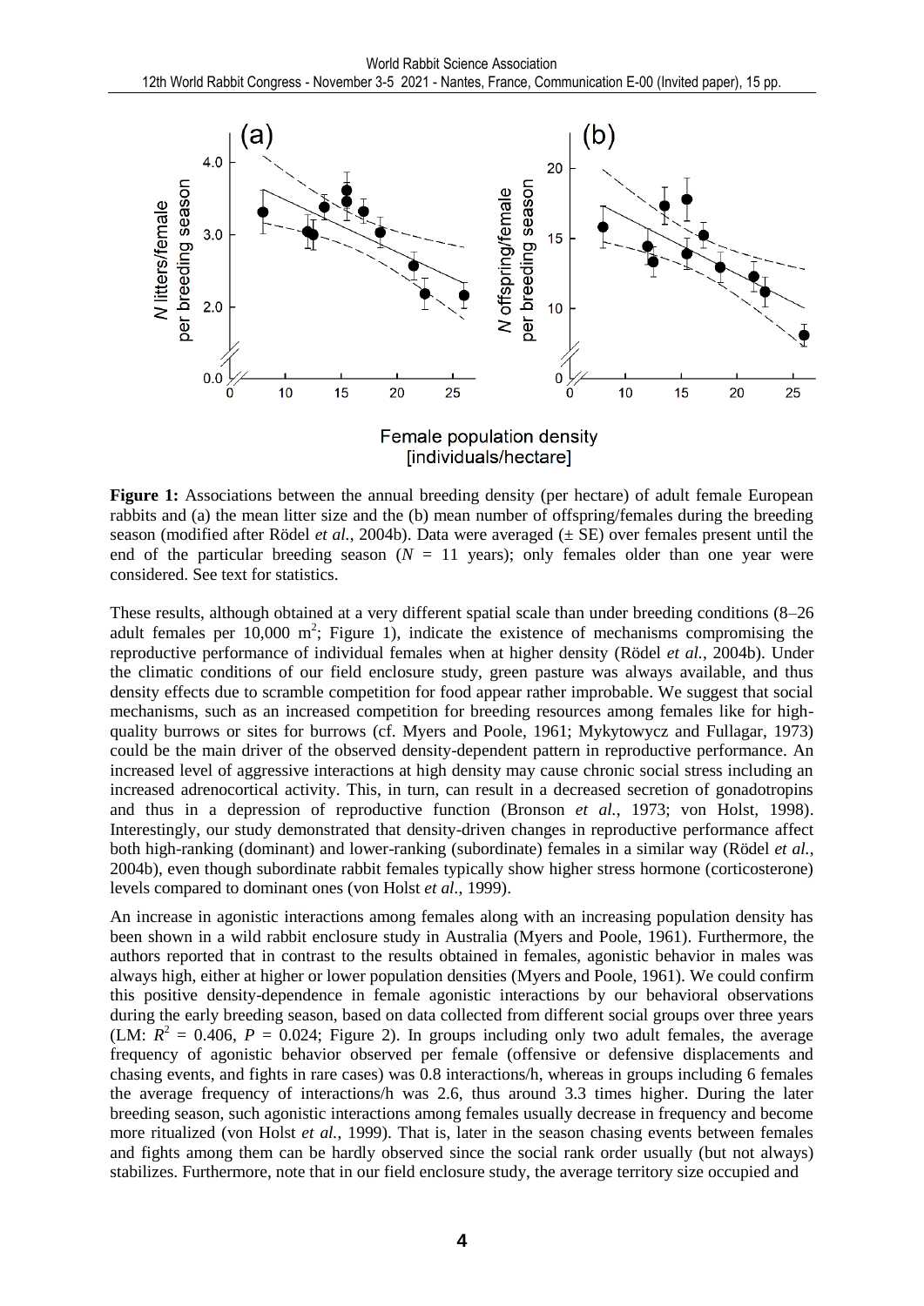**Figure 1:** Associations between the annual breeding density (per hectare) of adult female European rabbits and (a) the mean litter size and the (b) mean number of offspring/females during the breeding season (modified after Rödel *et al.*, 2004b). Data were averaged (± SE) over females present until the end of the particular breeding season ($N$ = 11 years); only females older than one year were considered. See text for statistics.

These results, although obtained at a very different spatial scale than under breeding conditions (8–26 adult females per 10,000 $m^2$; Figure 1), indicate the existence of mechanisms compromising the reproductive performance of individual females when at higher density (Rödel *et al.*, 2004b). Under the climatic conditions of our field enclosure study, green pasture was always available, and thus density effects due to scramble competition for food appear rather improbable. We suggest that social mechanisms, such as an increased competition for breeding resources among females like for high-quality burrows or sites for burrows (cf. Myers and Poole, 1961; Mykytowycz and Fullagar, 1973) could be the main driver of the observed density-dependent pattern in reproductive performance. An increased level of aggressive interactions at high density may cause chronic social stress including an increased adrenocortical activity. This, in turn, can result in a decreased secretion of gonadotropins and thus in a depression of reproductive function (Bronson *et al.*, 1973; von Holst, 1998). Interestingly, our study demonstrated that density-driven changes in reproductive performance affect both high-ranking (dominant) and lower-ranking (subordinate) females in a similar way (Rödel *et al.*, 2004b), even though subordinate rabbit females typically show higher stress hormone (corticosterone) levels compared to dominant ones (von Holst *et al.*, 1999).

An increase in agonistic interactions among females along with an increasing population density has been shown in a wild rabbit enclosure study in Australia (Myers and Poole, 1961). Furthermore, the authors reported that in contrast to the results obtained in females, agonistic behavior in males was always high, either at higher or lower population densities (Myers and Poole, 1961). We could confirm this positive density-dependence in female agonistic interactions by our behavioral observations during the early breeding season, based on data collected from different social groups over three years (LM: $R^2$ = 0.406, $P$ = 0.024; Figure 2). In groups including only two adult females, the average frequency of agonistic behavior observed per female (offensive or defensive displacements and chasing events, and fights in rare cases) was 0.8 interactions/h, whereas in groups including 6 females the average frequency of interactions/h was 2.6, thus around 3.3 times higher. During the later breeding season, such agonistic interactions among females usually decrease in frequency and become more ritualized (von Holst *et al.*, 1999). That is, later in the season chasing events between females and fights among them can be hardly observed since the social rank order usually (but not always) stabilizes. Furthermore, note that in our field enclosure study, the average territory size occupied and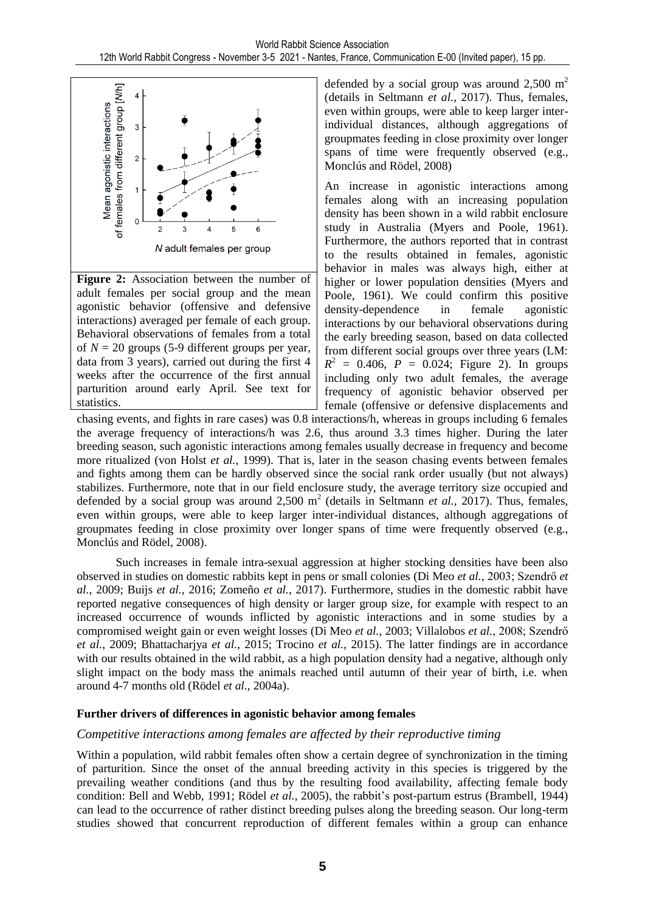**Figure 2:** Association between the number of adult females per social group and the mean agonistic behavior (offensive and defensive interactions) averaged per female of each group. Behavioral observations of females from a total of $N = 20$ groups (5-9 different groups per year, data from 3 years), carried out during the first 4 weeks after the occurrence of the first annual parturition around early April. See text for statistics.

defended by a social group was around 2,500 m$^2$ (details in Seltmann *et al.*, 2017). Thus, females, even within groups, were able to keep larger inter-individual distances, although aggregations of groupmates feeding in close proximity over longer spans of time were frequently observed (e.g., Monclús and Rödel, 2008)

An increase in agonistic interactions among females along with an increasing population density has been shown in a wild rabbit enclosure study in Australia (Myers and Poole, 1961). Furthermore, the authors reported that in contrast to the results obtained in females, agonistic behavior in males was always high, either at higher or lower population densities (Myers and Poole, 1961). We could confirm this positive density-dependence in female agonistic interactions by our behavioral observations during the early breeding season, based on data collected from different social groups over three years (LM: $R^2 = 0.406$, $P = 0.024$; Figure 2). In groups including only two adult females, the average frequency of agonistic behavior observed per female (offensive or defensive displacements and chasing events, and fights in rare cases) was 0.8 interactions/h, whereas in groups including 6 females the average frequency of interactions/h was 2.6, thus around 3.3 times higher. During the later breeding season, such agonistic interactions among females usually decrease in frequency and become more ritualized (von Holst *et al.*, 1999). That is, later in the season chasing events between females and fights among them can be hardly observed since the social rank order usually (but not always) stabilizes. Furthermore, note that in our field enclosure study, the average territory size occupied and defended by a social group was around 2,500 m$^2$ (details in Seltmann *et al.*, 2017). Thus, females, even within groups, were able to keep larger inter-individual distances, although aggregations of groupmates feeding in close proximity over longer spans of time were frequently observed (e.g., Monclús and Rödel, 2008).

Such increases in female intra-sexual aggression at higher stocking densities have been also observed in studies on domestic rabbits kept in pens or small colonies (Di Meo *et al.*, 2003; Szendrő *et al.*, 2009; Buijs *et al.*, 2016; Zomeño *et al.*, 2017). Furthermore, studies in the domestic rabbit have reported negative consequences of high density or larger group size, for example with respect to an increased occurrence of wounds inflicted by agonistic interactions and in some studies by a compromised weight gain or even weight losses (Di Meo *et al.*, 2003; Villalobos *et al.*, 2008; Szendrő *et al.*, 2009; Bhattacharjya *et al.*, 2015; Trocino *et al.*, 2015). The latter findings are in accordance with our results obtained in the wild rabbit, as a high population density had a negative, although only slight impact on the body mass the animals reached until autumn of their year of birth, i.e. when around 4-7 months old (Rödel *et al.*, 2004a).

**Further drivers of differences in agonistic behavior among females**

*Competitive interactions among females are affected by their reproductive timing*

Within a population, wild rabbit females often show a certain degree of synchronization in the timing of parturition. Since the onset of the annual breeding activity in this species is triggered by the prevailing weather conditions (and thus by the resulting food availability, affecting female body condition: Bell and Webb, 1991; Rödel *et al.*, 2005), the rabbit's post-partum estrus (Brambell, 1944) can lead to the occurrence of rather distinct breeding pulses along the breeding season. Our long-term studies showed that concurrent reproduction of different females within a group can enhance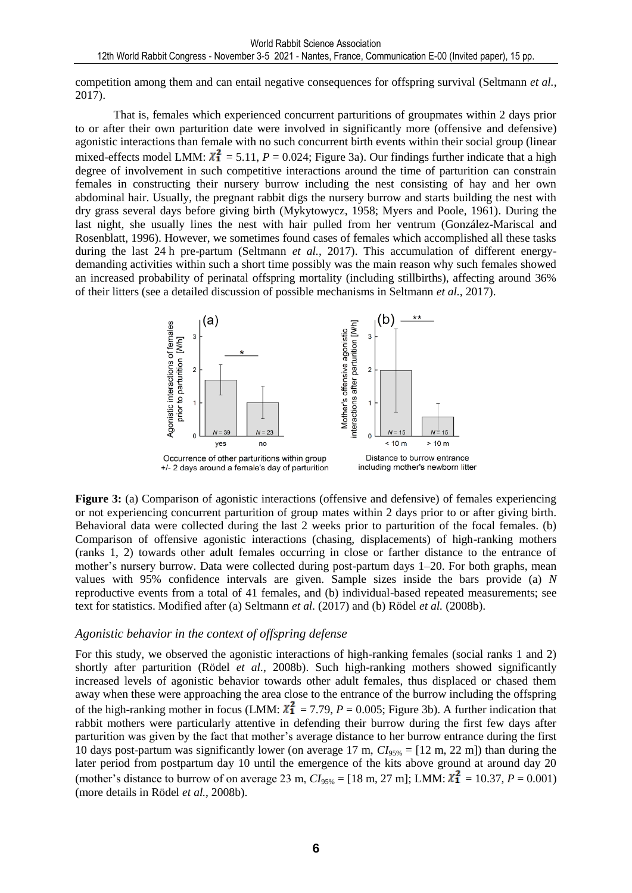competition among them and can entail negative consequences for offspring survival (Seltmann *et al.*, 2017).

That is, females which experienced concurrent parturitions of groupmates within 2 days prior to or after their own parturition date were involved in significantly more (offensive and defensive) agonistic interactions than female with no such concurrent birth events within their social group (linear mixed-effects model LMM: $\chi^2_1$ = 5.11, $P$ = 0.024; Figure 3a). Our findings further indicate that a high degree of involvement in such competitive interactions around the time of parturition can constrain females in constructing their nursery burrow including the nest consisting of hay and her own abdominal hair. Usually, the pregnant rabbit digs the nursery burrow and starts building the nest with dry grass several days before giving birth (Mykytowycz, 1958; Myers and Poole, 1961). During the last night, she usually lines the nest with hair pulled from her ventrum (González-Mariscal and Rosenblatt, 1996). However, we sometimes found cases of females which accomplished all these tasks during the last 24 h pre-partum (Seltmann *et al.*, 2017). This accumulation of different energy-demanding activities within such a short time possibly was the main reason why such females showed an increased probability of perinatal offspring mortality (including stillbirths), affecting around 36% of their litters (see a detailed discussion of possible mechanisms in Seltmann *et al.*, 2017).

**Figure 3:** (a) Comparison of agonistic interactions (offensive and defensive) of females experiencing or not experiencing concurrent parturition of group mates within 2 days prior to or after giving birth. Behavioral data were collected during the last 2 weeks prior to parturition of the focal females. (b) Comparison of offensive agonistic interactions (chasing, displacements) of high-ranking mothers (ranks 1, 2) towards other adult females occurring in close or farther distance to the entrance of mother's nursery burrow. Data were collected during post-partum days 1–20. For both graphs, mean values with 95% confidence intervals are given. Sample sizes inside the bars provide (a) *N* reproductive events from a total of 41 females, and (b) individual-based repeated measurements; see text for statistics. Modified after (a) Seltmann *et al.* (2017) and (b) Rödel *et al.* (2008b).

### *Agonistic behavior in the context of offspring defense*

For this study, we observed the agonistic interactions of high-ranking females (social ranks 1 and 2) shortly after parturition (Rödel *et al.*, 2008b). Such high-ranking mothers showed significantly increased levels of agonistic behavior towards other adult females, thus displaced or chased them away when these were approaching the area close to the entrance of the burrow including the offspring of the high-ranking mother in focus (LMM: $\chi^2_1$ = 7.79, $P$ = 0.005; Figure 3b). A further indication that rabbit mothers were particularly attentive in defending their burrow during the first few days after parturition was given by the fact that mother's average distance to her burrow entrance during the first 10 days post-partum was significantly lower (on average 17 m, $CI_{95\%}$ = [12 m, 22 m]) than during the later period from postpartum day 10 until the emergence of the kits above ground at around day 20 (mother's distance to burrow of on average 23 m, $CI_{95\%}$ = [18 m, 27 m]; LMM: $\chi^2_1$ = 10.37, $P$ = 0.001) (more details in Rödel *et al.*, 2008b).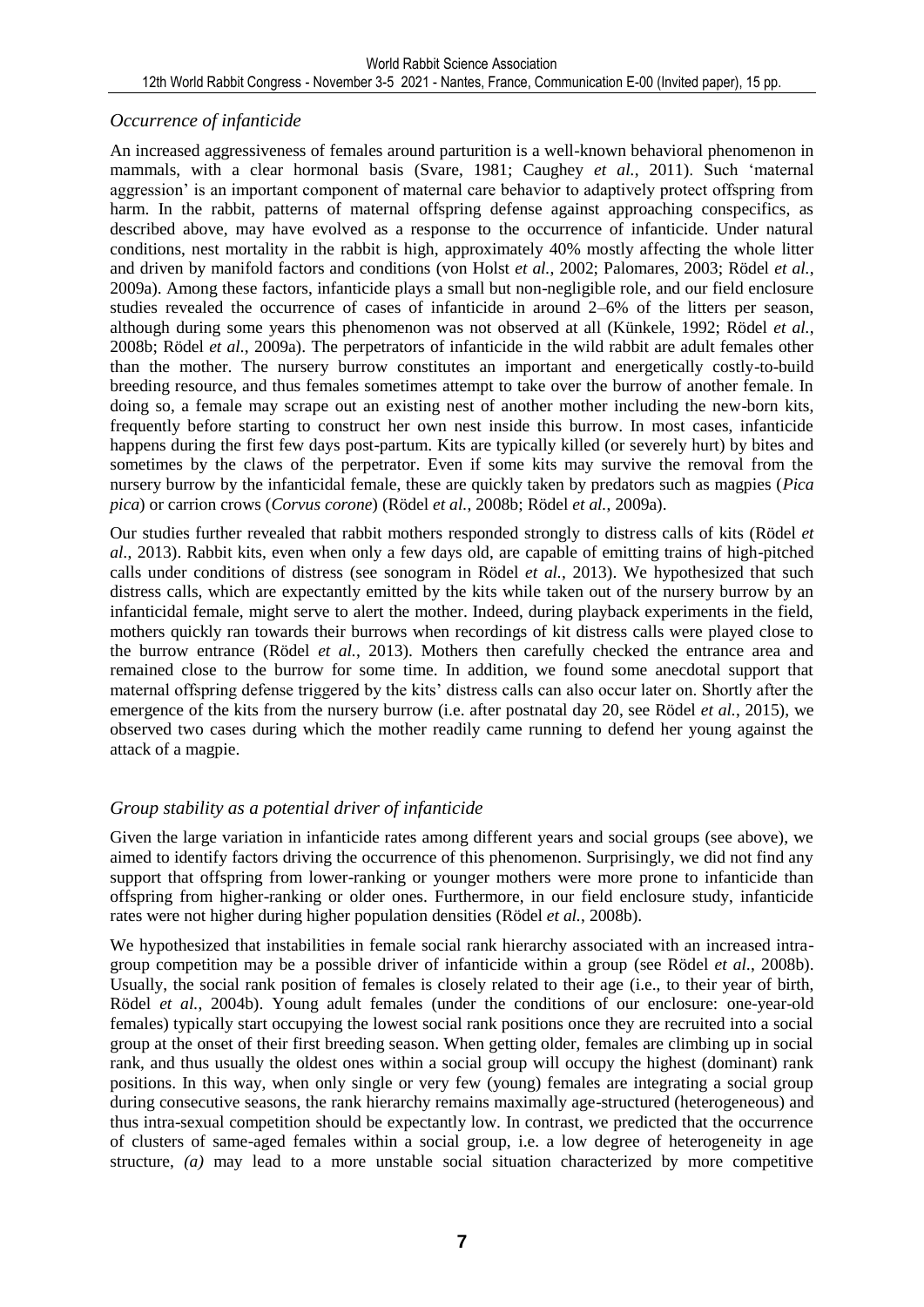### *Occurrence of infanticide*

An increased aggressiveness of females around parturition is a well-known behavioral phenomenon in mammals, with a clear hormonal basis (Svare, 1981; Caughey *et al.*, 2011). Such 'maternal aggression' is an important component of maternal care behavior to adaptively protect offspring from harm. In the rabbit, patterns of maternal offspring defense against approaching conspecifics, as described above, may have evolved as a response to the occurrence of infanticide. Under natural conditions, nest mortality in the rabbit is high, approximately 40% mostly affecting the whole litter and driven by manifold factors and conditions (von Holst *et al.*, 2002; Palomares, 2003; Rödel *et al.*, 2009a). Among these factors, infanticide plays a small but non-negligible role, and our field enclosure studies revealed the occurrence of cases of infanticide in around 2–6% of the litters per season, although during some years this phenomenon was not observed at all (Künkele, 1992; Rödel *et al.*, 2008b; Rödel *et al.*, 2009a). The perpetrators of infanticide in the wild rabbit are adult females other than the mother. The nursery burrow constitutes an important and energetically costly-to-build breeding resource, and thus females sometimes attempt to take over the burrow of another female. In doing so, a female may scrape out an existing nest of another mother including the new-born kits, frequently before starting to construct her own nest inside this burrow. In most cases, infanticide happens during the first few days post-partum. Kits are typically killed (or severely hurt) by bites and sometimes by the claws of the perpetrator. Even if some kits may survive the removal from the nursery burrow by the infanticidal female, these are quickly taken by predators such as magpies (*Pica pica*) or carrion crows (*Corvus corone*) (Rödel *et al.*, 2008b; Rödel *et al.*, 2009a).

Our studies further revealed that rabbit mothers responded strongly to distress calls of kits (Rödel *et al.*, 2013). Rabbit kits, even when only a few days old, are capable of emitting trains of high-pitched calls under conditions of distress (see sonogram in Rödel *et al.*, 2013). We hypothesized that such distress calls, which are expectantly emitted by the kits while taken out of the nursery burrow by an infanticidal female, might serve to alert the mother. Indeed, during playback experiments in the field, mothers quickly ran towards their burrows when recordings of kit distress calls were played close to the burrow entrance (Rödel *et al.*, 2013). Mothers then carefully checked the entrance area and remained close to the burrow for some time. In addition, we found some anecdotal support that maternal offspring defense triggered by the kits' distress calls can also occur later on. Shortly after the emergence of the kits from the nursery burrow (i.e. after postnatal day 20, see Rödel *et al.*, 2015), we observed two cases during which the mother readily came running to defend her young against the attack of a magpie.

### *Group stability as a potential driver of infanticide*

Given the large variation in infanticide rates among different years and social groups (see above), we aimed to identify factors driving the occurrence of this phenomenon. Surprisingly, we did not find any support that offspring from lower-ranking or younger mothers were more prone to infanticide than offspring from higher-ranking or older ones. Furthermore, in our field enclosure study, infanticide rates were not higher during higher population densities (Rödel *et al.*, 2008b).

We hypothesized that instabilities in female social rank hierarchy associated with an increased intra-group competition may be a possible driver of infanticide within a group (see Rödel *et al.*, 2008b). Usually, the social rank position of females is closely related to their age (i.e., to their year of birth, Rödel *et al.*, 2004b). Young adult females (under the conditions of our enclosure: one-year-old females) typically start occupying the lowest social rank positions once they are recruited into a social group at the onset of their first breeding season. When getting older, females are climbing up in social rank, and thus usually the oldest ones within a social group will occupy the highest (dominant) rank positions. In this way, when only single or very few (young) females are integrating a social group during consecutive seasons, the rank hierarchy remains maximally age-structured (heterogeneous) and thus intra-sexual competition should be expectantly low. In contrast, we predicted that the occurrence of clusters of same-aged females within a social group, i.e. a low degree of heterogeneity in age structure, *(a)* may lead to a more unstable social situation characterized by more competitive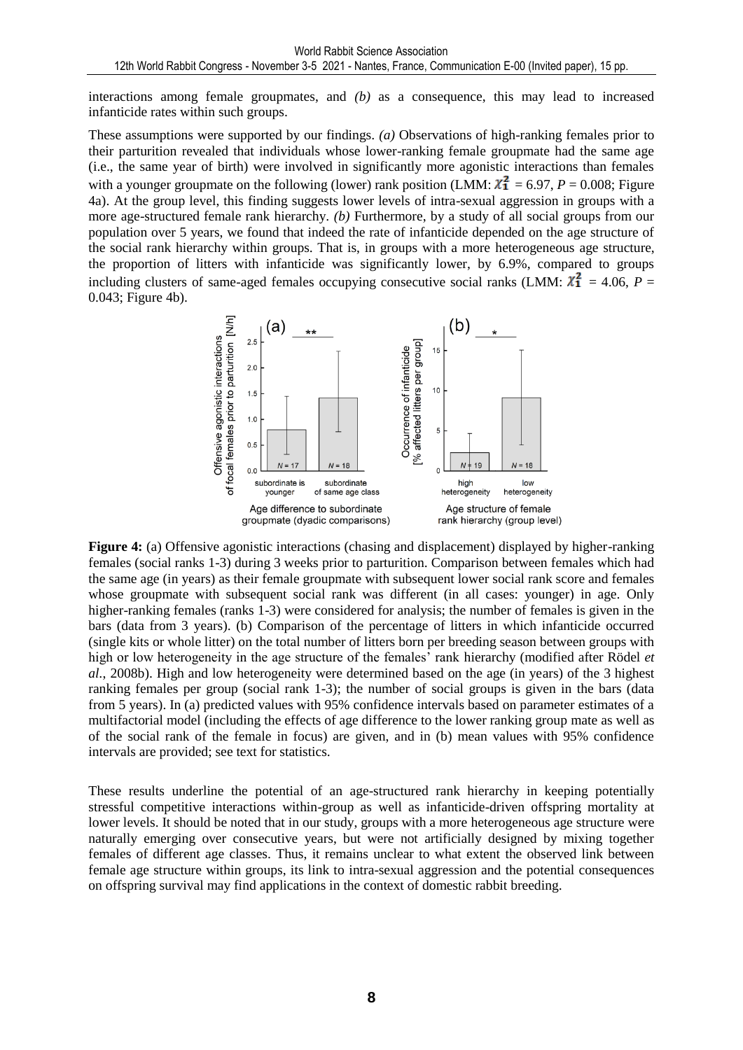interactions among female groupmates, and *(b)* as a consequence, this may lead to increased infanticide rates within such groups.

These assumptions were supported by our findings. *(a)* Observations of high-ranking females prior to their parturition revealed that individuals whose lower-ranking female groupmate had the same age (i.e., the same year of birth) were involved in significantly more agonistic interactions than females with a younger groupmate on the following (lower) rank position (LMM: $\chi^2_1$ = 6.97, *P* = 0.008; Figure 4a). At the group level, this finding suggests lower levels of intra-sexual aggression in groups with a more age-structured female rank hierarchy. *(b)* Furthermore, by a study of all social groups from our population over 5 years, we found that indeed the rate of infanticide depended on the age structure of the social rank hierarchy within groups. That is, in groups with a more heterogeneous age structure, the proportion of litters with infanticide was significantly lower, by 6.9%, compared to groups including clusters of same-aged females occupying consecutive social ranks (LMM: $\chi^2_1$ = 4.06, *P* = 0.043; Figure 4b).

**Figure 4:** (a) Offensive agonistic interactions (chasing and displacement) displayed by higher-ranking females (social ranks 1-3) during 3 weeks prior to parturition. Comparison between females which had the same age (in years) as their female groupmate with subsequent lower social rank score and females whose groupmate with subsequent social rank was different (in all cases: younger) in age. Only higher-ranking females (ranks 1-3) were considered for analysis; the number of females is given in the bars (data from 3 years). (b) Comparison of the percentage of litters in which infanticide occurred (single kits or whole litter) on the total number of litters born per breeding season between groups with high or low heterogeneity in the age structure of the females' rank hierarchy (modified after Rödel *et al*., 2008b). High and low heterogeneity were determined based on the age (in years) of the 3 highest ranking females per group (social rank 1-3); the number of social groups is given in the bars (data from 5 years). In (a) predicted values with 95% confidence intervals based on parameter estimates of a multifactorial model (including the effects of age difference to the lower ranking group mate as well as of the social rank of the female in focus) are given, and in (b) mean values with 95% confidence intervals are provided; see text for statistics.

These results underline the potential of an age-structured rank hierarchy in keeping potentially stressful competitive interactions within-group as well as infanticide-driven offspring mortality at lower levels. It should be noted that in our study, groups with a more heterogeneous age structure were naturally emerging over consecutive years, but were not artificially designed by mixing together females of different age classes. Thus, it remains unclear to what extent the observed link between female age structure within groups, its link to intra-sexual aggression and the potential consequences on offspring survival may find applications in the context of domestic rabbit breeding.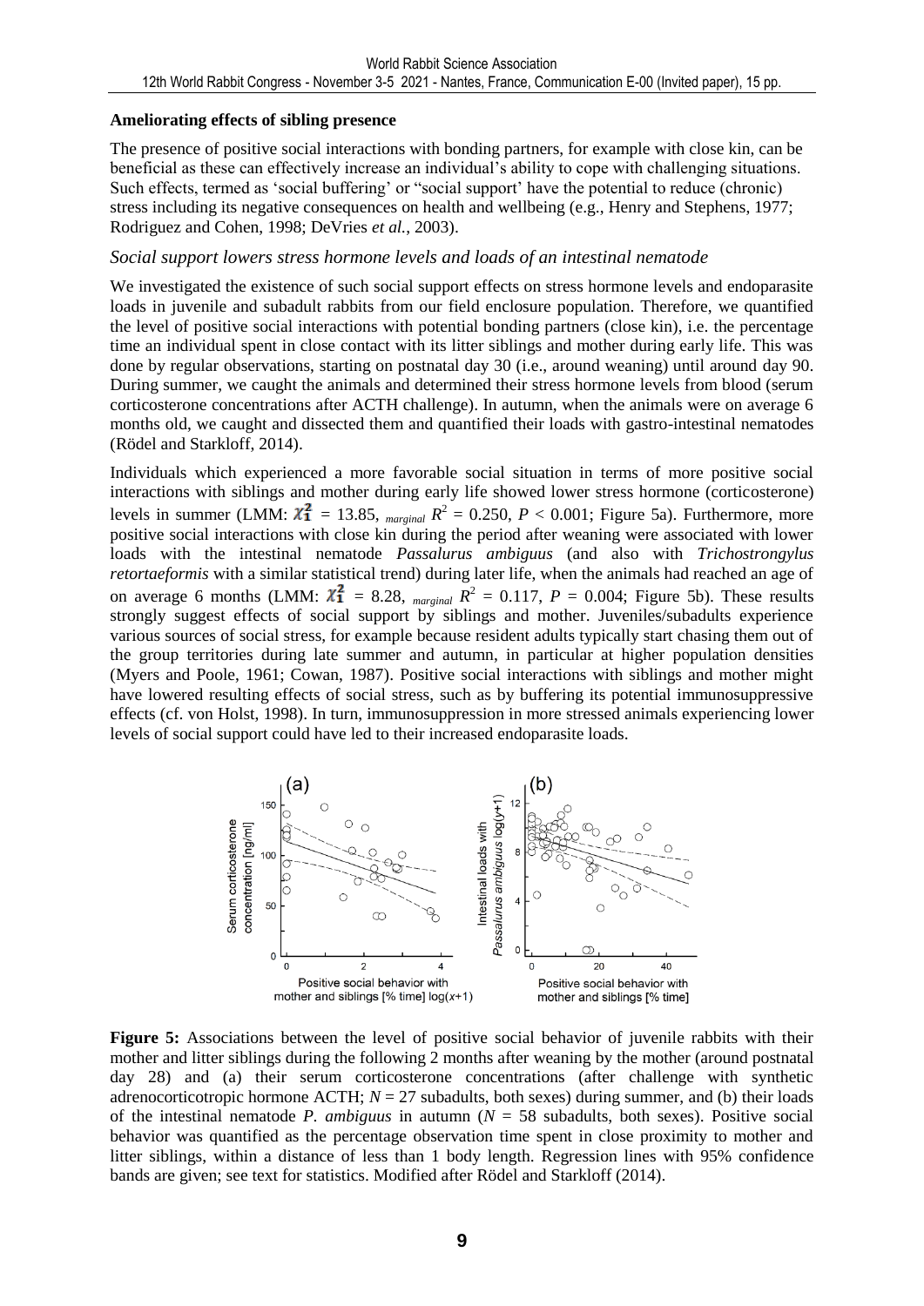**Ameliorating effects of sibling presence**

The presence of positive social interactions with bonding partners, for example with close kin, can be beneficial as these can effectively increase an individual's ability to cope with challenging situations. Such effects, termed as 'social buffering' or "social support' have the potential to reduce (chronic) stress including its negative consequences on health and wellbeing (e.g., Henry and Stephens, 1977; Rodriguez and Cohen, 1998; DeVries *et al.*, 2003).

*Social support lowers stress hormone levels and loads of an intestinal nematode*

We investigated the existence of such social support effects on stress hormone levels and endoparasite loads in juvenile and subadult rabbits from our field enclosure population. Therefore, we quantified the level of positive social interactions with potential bonding partners (close kin), i.e. the percentage time an individual spent in close contact with its litter siblings and mother during early life. This was done by regular observations, starting on postnatal day 30 (i.e., around weaning) until around day 90. During summer, we caught the animals and determined their stress hormone levels from blood (serum corticosterone concentrations after ACTH challenge). In autumn, when the animals were on average 6 months old, we caught and dissected them and quantified their loads with gastro-intestinal nematodes (Rödel and Starkloff, 2014).

Individuals which experienced a more favorable social situation in terms of more positive social interactions with siblings and mother during early life showed lower stress hormone (corticosterone) levels in summer (LMM: $\chi^2_1$ = 13.85, $_{marginal}$ $R^2$ = 0.250, $P < 0.001$; Figure 5a). Furthermore, more positive social interactions with close kin during the period after weaning were associated with lower loads with the intestinal nematode *Passalurus ambiguus* (and also with *Trichostrongylus retortaeformis* with a similar statistical trend) during later life, when the animals had reached an age of on average 6 months (LMM: $\chi^2_1$ = 8.28, $_{marginal}$ $R^2$ = 0.117, $P$ = 0.004; Figure 5b). These results strongly suggest effects of social support by siblings and mother. Juveniles/subadults experience various sources of social stress, for example because resident adults typically start chasing them out of the group territories during late summer and autumn, in particular at higher population densities (Myers and Poole, 1961; Cowan, 1987). Positive social interactions with siblings and mother might have lowered resulting effects of social stress, such as by buffering its potential immunosuppressive effects (cf. von Holst, 1998). In turn, immunosuppression in more stressed animals experiencing lower levels of social support could have led to their increased endoparasite loads.

**Figure 5:** Associations between the level of positive social behavior of juvenile rabbits with their mother and litter siblings during the following 2 months after weaning by the mother (around postnatal day 28) and (a) their serum corticosterone concentrations (after challenge with synthetic adrenocorticotropic hormone ACTH; $N$ = 27 subadults, both sexes) during summer, and (b) their loads of the intestinal nematode *P. ambiguus* in autumn ($N$ = 58 subadults, both sexes). Positive social behavior was quantified as the percentage observation time spent in close proximity to mother and litter siblings, within a distance of less than 1 body length. Regression lines with 95% confidence bands are given; see text for statistics. Modified after Rödel and Starkloff (2014).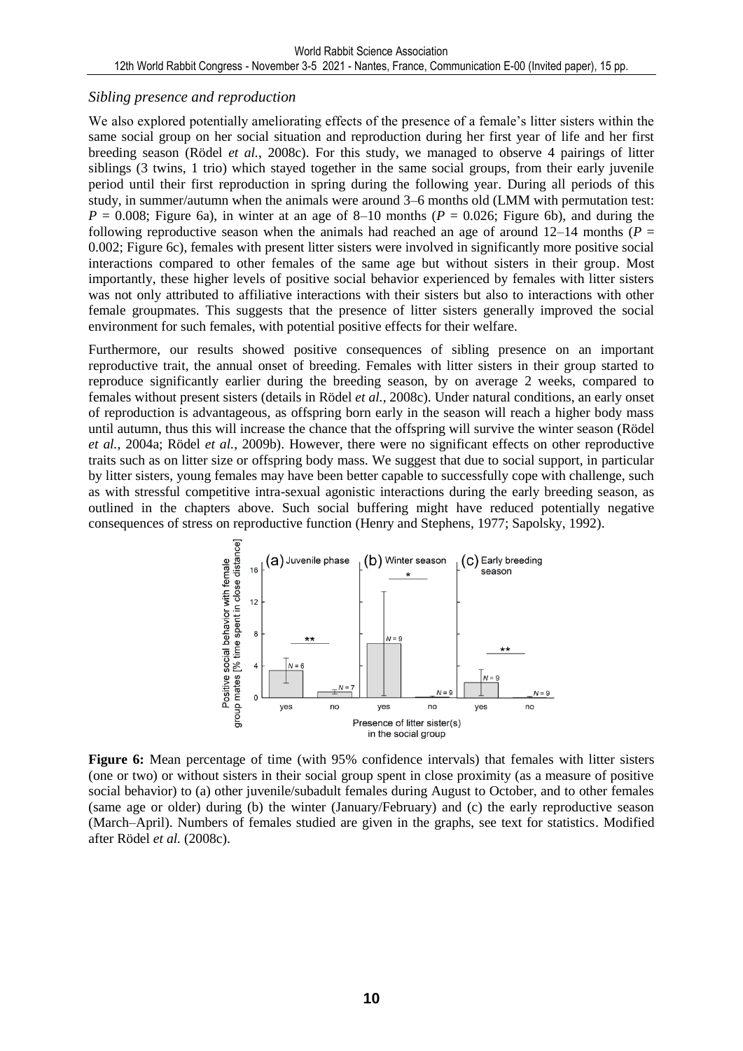### *Sibling presence and reproduction*

We also explored potentially ameliorating effects of the presence of a female's litter sisters within the same social group on her social situation and reproduction during her first year of life and her first breeding season (Rödel *et al.*, 2008c). For this study, we managed to observe 4 pairings of litter siblings (3 twins, 1 trio) which stayed together in the same social groups, from their early juvenile period until their first reproduction in spring during the following year. During all periods of this study, in summer/autumn when the animals were around 3–6 months old (LMM with permutation test: $P = 0.008$; Figure 6a), in winter at an age of 8–10 months ($P = 0.026$; Figure 6b), and during the following reproductive season when the animals had reached an age of around 12–14 months ($P = 0.002$; Figure 6c), females with present litter sisters were involved in significantly more positive social interactions compared to other females of the same age but without sisters in their group. Most importantly, these higher levels of positive social behavior experienced by females with litter sisters was not only attributed to affiliative interactions with their sisters but also to interactions with other female groupmates. This suggests that the presence of litter sisters generally improved the social environment for such females, with potential positive effects for their welfare.

Furthermore, our results showed positive consequences of sibling presence on an important reproductive trait, the annual onset of breeding. Females with litter sisters in their group started to reproduce significantly earlier during the breeding season, by on average 2 weeks, compared to females without present sisters (details in Rödel *et al.*, 2008c). Under natural conditions, an early onset of reproduction is advantageous, as offspring born early in the season will reach a higher body mass until autumn, thus this will increase the chance that the offspring will survive the winter season (Rödel *et al.*, 2004a; Rödel *et al.*, 2009b). However, there were no significant effects on other reproductive traits such as on litter size or offspring body mass. We suggest that due to social support, in particular by litter sisters, young females may have been better capable to successfully cope with challenge, such as with stressful competitive intra-sexual agonistic interactions during the early breeding season, as outlined in the chapters above. Such social buffering might have reduced potentially negative consequences of stress on reproductive function (Henry and Stephens, 1977; Sapolsky, 1992).

**Figure 6:** Mean percentage of time (with 95% confidence intervals) that females with litter sisters (one or two) or without sisters in their social group spent in close proximity (as a measure of positive social behavior) to (a) other juvenile/subadult females during August to October, and to other females (same age or older) during (b) the winter (January/February) and (c) the early reproductive season (March–April). Numbers of females studied are given in the graphs, see text for statistics. Modified after Rödel *et al.* (2008c).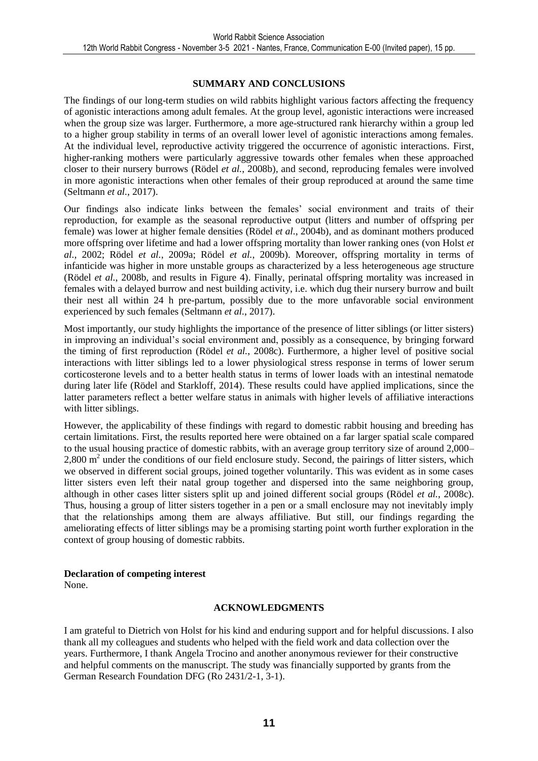## SUMMARY AND CONCLUSIONS

The findings of our long-term studies on wild rabbits highlight various factors affecting the frequency of agonistic interactions among adult females. At the group level, agonistic interactions were increased when the group size was larger. Furthermore, a more age-structured rank hierarchy within a group led to a higher group stability in terms of an overall lower level of agonistic interactions among females. At the individual level, reproductive activity triggered the occurrence of agonistic interactions. First, higher-ranking mothers were particularly aggressive towards other females when these approached closer to their nursery burrows (Rödel *et al.*, 2008b), and second, reproducing females were involved in more agonistic interactions when other females of their group reproduced at around the same time (Seltmann *et al.*, 2017).

Our findings also indicate links between the females' social environment and traits of their reproduction, for example as the seasonal reproductive output (litters and number of offspring per female) was lower at higher female densities (Rödel *et al.*, 2004b), and as dominant mothers produced more offspring over lifetime and had a lower offspring mortality than lower ranking ones (von Holst *et al.*, 2002; Rödel *et al.*, 2009a; Rödel *et al.*, 2009b). Moreover, offspring mortality in terms of infanticide was higher in more unstable groups as characterized by a less heterogeneous age structure (Rödel *et al.*, 2008b, and results in Figure 4). Finally, perinatal offspring mortality was increased in females with a delayed burrow and nest building activity, i.e. which dug their nursery burrow and built their nest all within 24 h pre-partum, possibly due to the more unfavorable social environment experienced by such females (Seltmann *et al.*, 2017).

Most importantly, our study highlights the importance of the presence of litter siblings (or litter sisters) in improving an individual's social environment and, possibly as a consequence, by bringing forward the timing of first reproduction (Rödel *et al.*, 2008c). Furthermore, a higher level of positive social interactions with litter siblings led to a lower physiological stress response in terms of lower serum corticosterone levels and to a better health status in terms of lower loads with an intestinal nematode during later life (Rödel and Starkloff, 2014). These results could have applied implications, since the latter parameters reflect a better welfare status in animals with higher levels of affiliative interactions with litter siblings.

However, the applicability of these findings with regard to domestic rabbit housing and breeding has certain limitations. First, the results reported here were obtained on a far larger spatial scale compared to the usual housing practice of domestic rabbits, with an average group territory size of around 2,000–2,800 $m^2$ under the conditions of our field enclosure study. Second, the pairings of litter sisters, which we observed in different social groups, joined together voluntarily. This was evident as in some cases litter sisters even left their natal group together and dispersed into the same neighboring group, although in other cases litter sisters split up and joined different social groups (Rödel *et al.*, 2008c). Thus, housing a group of litter sisters together in a pen or a small enclosure may not inevitably imply that the relationships among them are always affiliative. But still, our findings regarding the ameliorating effects of litter siblings may be a promising starting point worth further exploration in the context of group housing of domestic rabbits.

**Declaration of competing interest**

None.

## ACKNOWLEDGMENTS

I am grateful to Dietrich von Holst for his kind and enduring support and for helpful discussions. I also thank all my colleagues and students who helped with the field work and data collection over the years. Furthermore, I thank Angela Trocino and another anonymous reviewer for their constructive and helpful comments on the manuscript. The study was financially supported by grants from the German Research Foundation DFG (Ro 2431/2-1, 3-1).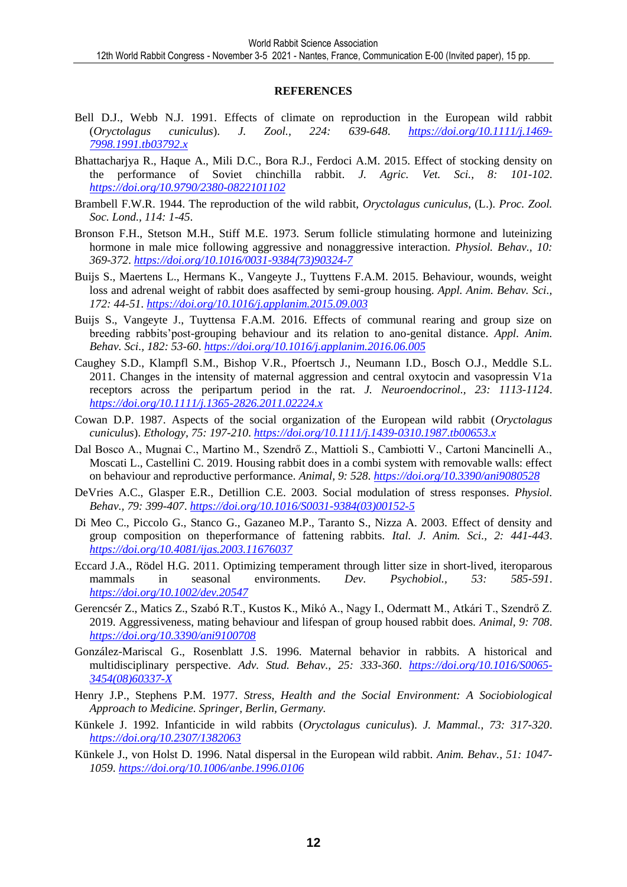## REFERENCES

Bell D.J., Webb N.J. 1991. Effects of climate on reproduction in the European wild rabbit (*Oryctolagus cuniculus*). *J. Zool., 224: 639-648*. *https://doi.org/10.1111/j.1469-7998.1991.tb03792.x*

Bhattacharjya R., Haque A., Mili D.C., Bora R.J., Ferdoci A.M. 2015. Effect of stocking density on the performance of Soviet chinchilla rabbit. *J. Agric. Vet. Sci., 8: 101-102*. *https://doi.org/10.9790/2380-0822101102*

Brambell F.W.R. 1944. The reproduction of the wild rabbit, *Oryctolagus cuniculus*, (L.). *Proc. Zool. Soc. Lond., 114: 1-45*.

Bronson F.H., Stetson M.H., Stiff M.E. 1973. Serum follicle stimulating hormone and luteinizing hormone in male mice following aggressive and nonaggressive interaction. *Physiol. Behav., 10: 369-372*. *https://doi.org/10.1016/0031-9384(73)90324-7*

Buijs S., Maertens L., Hermans K., Vangeyte J., Tuyttens F.A.M. 2015. Behaviour, wounds, weight loss and adrenal weight of rabbit does asaffected by semi-group housing. *Appl. Anim. Behav. Sci., 172: 44-51*. *https://doi.org/10.1016/j.applanim.2015.09.003*

Buijs S., Vangeyte J., Tuyttensa F.A.M. 2016. Effects of communal rearing and group size on breeding rabbits'post-grouping behaviour and its relation to ano-genital distance. *Appl. Anim. Behav. Sci., 182: 53-60*. *https://doi.org/10.1016/j.applanim.2016.06.005*

Caughey S.D., Klampfl S.M., Bishop V.R., Pfoertsch J., Neumann I.D., Bosch O.J., Meddle S.L. 2011. Changes in the intensity of maternal aggression and central oxytocin and vasopressin V1a receptors across the peripartum period in the rat. *J. Neuroendocrinol., 23: 1113-1124*. *https://doi.org/10.1111/j.1365-2826.2011.02224.x*

Cowan D.P. 1987. Aspects of the social organization of the European wild rabbit (*Oryctolagus cuniculus*). *Ethology, 75: 197-210*. *https://doi.org/10.1111/j.1439-0310.1987.tb00653.x*

Dal Bosco A., Mugnai C., Martino M., Szendrő Z., Mattioli S., Cambiotti V., Cartoni Mancinelli A., Moscati L., Castellini C. 2019. Housing rabbit does in a combi system with removable walls: effect on behaviour and reproductive performance. *Animal, 9: 528*. *https://doi.org/10.3390/ani9080528*

DeVries A.C., Glasper E.R., Detillion C.E. 2003. Social modulation of stress responses. *Physiol. Behav., 79: 399-407*. *https://doi.org/10.1016/S0031-9384(03)00152-5*

Di Meo C., Piccolo G., Stanco G., Gazaneo M.P., Taranto S., Nizza A. 2003. Effect of density and group composition on theperformance of fattening rabbits. *Ital. J. Anim. Sci., 2: 441-443*. *https://doi.org/10.4081/ijas.2003.11676037*

Eccard J.A., Rödel H.G. 2011. Optimizing temperament through litter size in short-lived, iteroparous mammals in seasonal environments. *Dev. Psychobiol., 53: 585-591*. *https://doi.org/10.1002/dev.20547*

Gerencsér Z., Matics Z., Szabó R.T., Kustos K., Mikó A., Nagy I., Odermatt M., Atkári T., Szendrő Z. 2019. Aggressiveness, mating behaviour and lifespan of group housed rabbit does. *Animal, 9: 708*. *https://doi.org/10.3390/ani9100708*

González-Mariscal G., Rosenblatt J.S. 1996. Maternal behavior in rabbits. A historical and multidisciplinary perspective. *Adv. Stud. Behav., 25: 333-360*. *https://doi.org/10.1016/S0065-3454(08)60337-X*

Henry J.P., Stephens P.M. 1977. *Stress, Health and the Social Environment: A Sociobiological Approach to Medicine. Springer, Berlin, Germany.*

Künkele J. 1992. Infanticide in wild rabbits (*Oryctolagus cuniculus*). *J. Mammal., 73: 317-320*. *https://doi.org/10.2307/1382063*

Künkele J., von Holst D. 1996. Natal dispersal in the European wild rabbit. *Anim. Behav., 51: 1047-1059*. *https://doi.org/10.1006/anbe.1996.0106*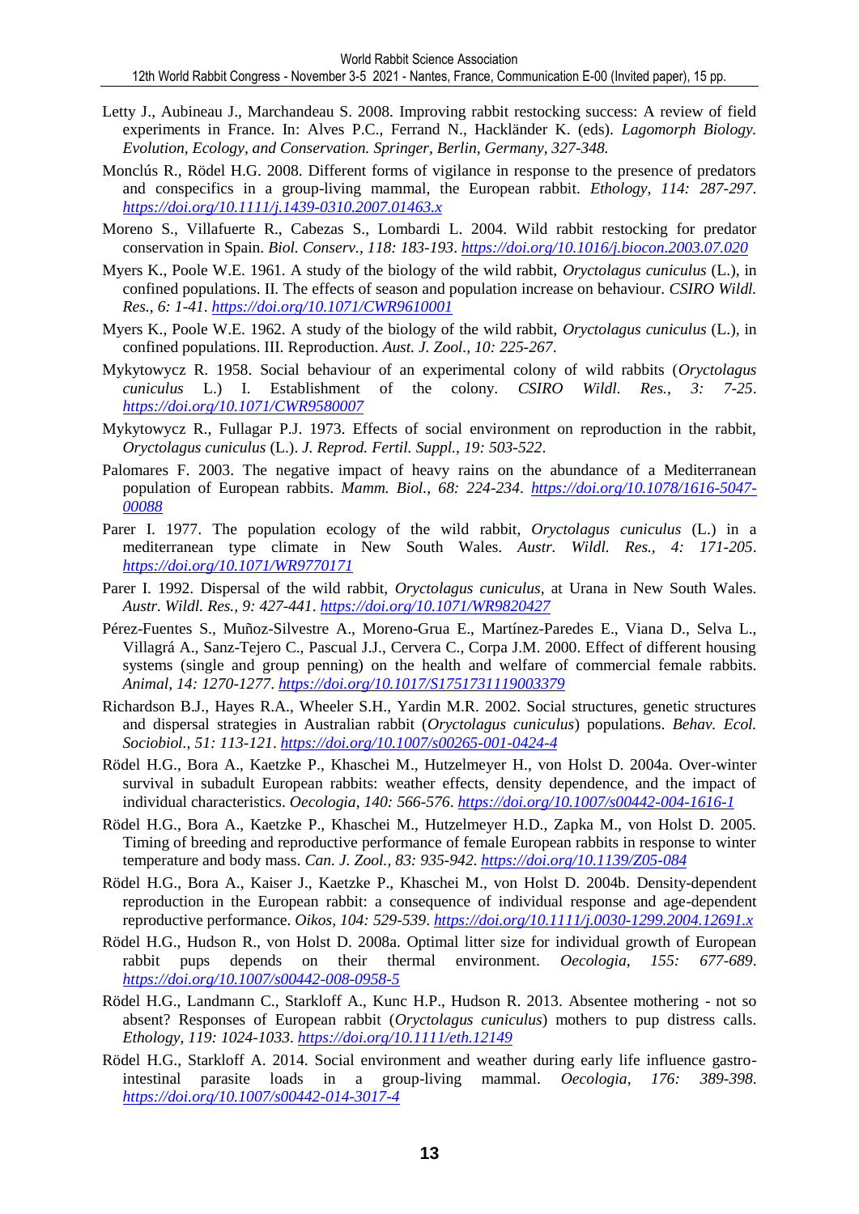Letty J., Aubineau J., Marchandeau S. 2008. Improving rabbit restocking success: A review of field experiments in France. In: Alves P.C., Ferrand N., Hackländer K. (eds). *Lagomorph Biology. Evolution, Ecology, and Conservation. Springer, Berlin, Germany, 327-348.*

Monclús R., Rödel H.G. 2008. Different forms of vigilance in response to the presence of predators and conspecifics in a group-living mammal, the European rabbit. *Ethology, 114: 287-297*. *https://doi.org/10.1111/j.1439-0310.2007.01463.x*

Moreno S., Villafuerte R., Cabezas S., Lombardi L. 2004. Wild rabbit restocking for predator conservation in Spain. *Biol. Conserv., 118: 183-193*. *https://doi.org/10.1016/j.biocon.2003.07.020*

Myers K., Poole W.E. 1961. A study of the biology of the wild rabbit, *Oryctolagus cuniculus* (L.), in confined populations. II. The effects of season and population increase on behaviour. *CSIRO Wildl. Res., 6: 1-41*. *https://doi.org/10.1071/CWR9610001*

Myers K., Poole W.E. 1962. A study of the biology of the wild rabbit, *Oryctolagus cuniculus* (L.), in confined populations. III. Reproduction. *Aust. J. Zool., 10: 225-267*.

Mykytowycz R. 1958. Social behaviour of an experimental colony of wild rabbits (*Oryctolagus cuniculus* L.) I. Establishment of the colony. *CSIRO Wildl. Res., 3: 7-25*. *https://doi.org/10.1071/CWR9580007*

Mykytowycz R., Fullagar P.J. 1973. Effects of social environment on reproduction in the rabbit, *Oryctolagus cuniculus* (L.). *J. Reprod. Fertil. Suppl., 19: 503-522*.

Palomares F. 2003. The negative impact of heavy rains on the abundance of a Mediterranean population of European rabbits. *Mamm. Biol., 68: 224-234*. *https://doi.org/10.1078/1616-5047-00088*

Parer I. 1977. The population ecology of the wild rabbit, *Oryctolagus cuniculus* (L.) in a mediterranean type climate in New South Wales. *Austr. Wildl. Res., 4: 171-205*. *https://doi.org/10.1071/WR9770171*

Parer I. 1992. Dispersal of the wild rabbit, *Oryctolagus cuniculus*, at Urana in New South Wales. *Austr. Wildl. Res., 9: 427-441*. *https://doi.org/10.1071/WR9820427*

Pérez-Fuentes S., Muñoz-Silvestre A., Moreno-Grua E., Martínez-Paredes E., Viana D., Selva L., Villagrá A., Sanz-Tejero C., Pascual J.J., Cervera C., Corpa J.M. 2000. Effect of different housing systems (single and group penning) on the health and welfare of commercial female rabbits. *Animal, 14: 1270-1277*. *https://doi.org/10.1017/S1751731119003379*

Richardson B.J., Hayes R.A., Wheeler S.H., Yardin M.R. 2002. Social structures, genetic structures and dispersal strategies in Australian rabbit (*Oryctolagus cuniculus*) populations. *Behav. Ecol. Sociobiol., 51: 113-121*. *https://doi.org/10.1007/s00265-001-0424-4*

Rödel H.G., Bora A., Kaetzke P., Khaschei M., Hutzelmeyer H., von Holst D. 2004a. Over-winter survival in subadult European rabbits: weather effects, density dependence, and the impact of individual characteristics. *Oecologia, 140: 566-576*. *https://doi.org/10.1007/s00442-004-1616-1*

Rödel H.G., Bora A., Kaetzke P., Khaschei M., Hutzelmeyer H.D., Zapka M., von Holst D. 2005. Timing of breeding and reproductive performance of female European rabbits in response to winter temperature and body mass. *Can. J. Zool., 83: 935-942*. *https://doi.org/10.1139/Z05-084*

Rödel H.G., Bora A., Kaiser J., Kaetzke P., Khaschei M., von Holst D. 2004b. Density-dependent reproduction in the European rabbit: a consequence of individual response and age-dependent reproductive performance. *Oikos, 104: 529-539*. *https://doi.org/10.1111/j.0030-1299.2004.12691.x*

Rödel H.G., Hudson R., von Holst D. 2008a. Optimal litter size for individual growth of European rabbit pups depends on their thermal environment. *Oecologia, 155: 677-689*. *https://doi.org/10.1007/s00442-008-0958-5*

Rödel H.G., Landmann C., Starkloff A., Kunc H.P., Hudson R. 2013. Absentee mothering - not so absent? Responses of European rabbit (*Oryctolagus cuniculus*) mothers to pup distress calls. *Ethology, 119: 1024-1033*. *https://doi.org/10.1111/eth.12149*

Rödel H.G., Starkloff A. 2014. Social environment and weather during early life influence gastro-intestinal parasite loads in a group-living mammal. *Oecologia, 176: 389-398*. *https://doi.org/10.1007/s00442-014-3017-4*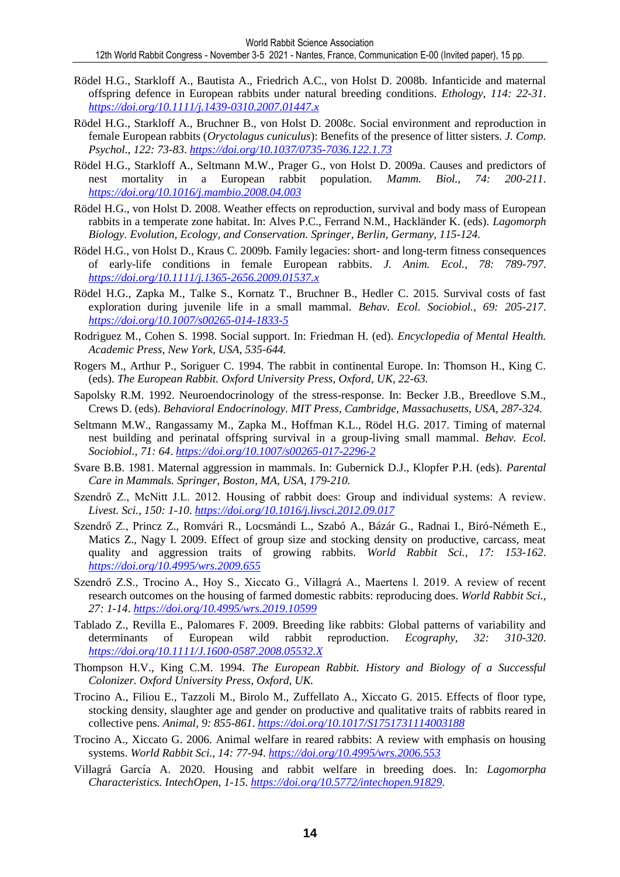Rödel H.G., Starkloff A., Bautista A., Friedrich A.C., von Holst D. 2008b. Infanticide and maternal offspring defence in European rabbits under natural breeding conditions. *Ethology, 114: 22-31*. *https://doi.org/10.1111/j.1439-0310.2007.01447.x*

Rödel H.G., Starkloff A., Bruchner B., von Holst D. 2008c. Social environment and reproduction in female European rabbits (*Oryctolagus cuniculus*): Benefits of the presence of litter sisters. *J. Comp. Psychol., 122: 73-83*. *https://doi.org/10.1037/0735-7036.122.1.73*

Rödel H.G., Starkloff A., Seltmann M.W., Prager G., von Holst D. 2009a. Causes and predictors of nest mortality in a European rabbit population. *Mamm. Biol., 74: 200-211*. *https://doi.org/10.1016/j.mambio.2008.04.003*

Rödel H.G., von Holst D. 2008. Weather effects on reproduction, survival and body mass of European rabbits in a temperate zone habitat. In: Alves P.C., Ferrand N.M., Hackländer K. (eds). *Lagomorph Biology. Evolution, Ecology, and Conservation. Springer, Berlin, Germany, 115-124.*

Rödel H.G., von Holst D., Kraus C. 2009b. Family legacies: short- and long-term fitness consequences of early-life conditions in female European rabbits. *J. Anim. Ecol., 78: 789-797*. *https://doi.org/10.1111/j.1365-2656.2009.01537.x*

Rödel H.G., Zapka M., Talke S., Kornatz T., Bruchner B., Hedler C. 2015. Survival costs of fast exploration during juvenile life in a small mammal. *Behav. Ecol. Sociobiol., 69: 205-217*. *https://doi.org/10.1007/s00265-014-1833-5*

Rodriguez M., Cohen S. 1998. Social support. In: Friedman H. (ed). *Encyclopedia of Mental Health. Academic Press, New York, USA, 535-644.*

Rogers M., Arthur P., Soriguer C. 1994. The rabbit in continental Europe. In: Thomson H., King C. (eds). *The European Rabbit. Oxford University Press, Oxford, UK, 22-63.*

Sapolsky R.M. 1992. Neuroendocrinology of the stress-response. In: Becker J.B., Breedlove S.M., Crews D. (eds). *Behavioral Endocrinology. MIT Press, Cambridge, Massachusetts, USA, 287-324.*

Seltmann M.W., Rangassamy M., Zapka M., Hoffman K.L., Rödel H.G. 2017. Timing of maternal nest building and perinatal offspring survival in a group-living small mammal. *Behav. Ecol. Sociobiol., 71: 64*. *https://doi.org/10.1007/s00265-017-2296-2*

Svare B.B. 1981. Maternal aggression in mammals. In: Gubernick D.J., Klopfer P.H. (eds). *Parental Care in Mammals. Springer, Boston, MA, USA, 179-210.*

Szendrő Z., McNitt J.L. 2012. Housing of rabbit does: Group and individual systems: A review. *Livest. Sci., 150: 1-10*. *https://doi.org/10.1016/j.livsci.2012.09.017*

Szendrő Z., Princz Z., Romvári R., Locsmándi L., Szabó A., Bázár G., Radnai I., Biró-Németh E., Matics Z., Nagy I. 2009. Effect of group size and stocking density on productive, carcass, meat quality and aggression traits of growing rabbits. *World Rabbit Sci., 17: 153-162*. *https://doi.org/10.4995/wrs.2009.655*

Szendrő Z.S., Trocino A., Hoy S., Xiccato G., Villagrá A., Maertens l. 2019. A review of recent research outcomes on the housing of farmed domestic rabbits: reproducing does. *World Rabbit Sci., 27: 1-14*. *https://doi.org/10.4995/wrs.2019.10599*

Tablado Z., Revilla E., Palomares F. 2009. Breeding like rabbits: Global patterns of variability and determinants of European wild rabbit reproduction. *Ecography, 32: 310-320*. *https://doi.org/10.1111/J.1600-0587.2008.05532.X*

Thompson H.V., King C.M. 1994. *The European Rabbit. History and Biology of a Successful Colonizer. Oxford University Press, Oxford, UK.*

Trocino A., Filiou E., Tazzoli M., Birolo M., Zuffellato A., Xiccato G. 2015. Effects of floor type, stocking density, slaughter age and gender on productive and qualitative traits of rabbits reared in collective pens. *Animal, 9: 855-861*. *https://doi.org/10.1017/S1751731114003188*

Trocino A., Xiccato G. 2006. Animal welfare in reared rabbits: A review with emphasis on housing systems. *World Rabbit Sci., 14: 77-94*. *https://doi.org/10.4995/wrs.2006.553*

Villagrá García A. 2020. Housing and rabbit welfare in breeding does. In: *Lagomorpha Characteristics. IntechOpen, 1-15*. *https://doi.org/10.5772/intechopen.91829.*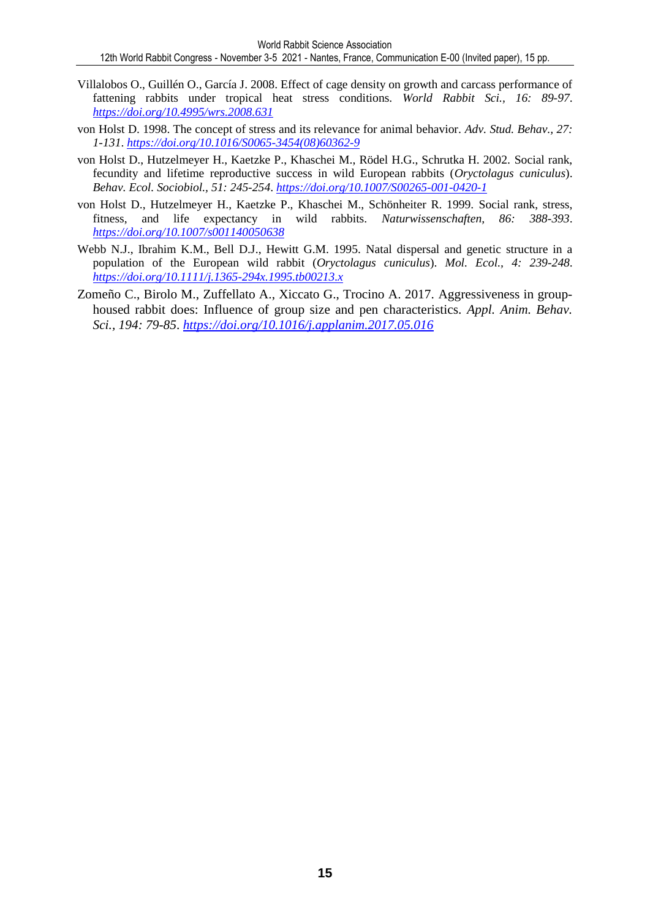Villalobos O., Guillén O., García J. 2008. Effect of cage density on growth and carcass performance of fattening rabbits under tropical heat stress conditions. *World Rabbit Sci., 16: 89-97*. *https://doi.org/10.4995/wrs.2008.631*

von Holst D. 1998. The concept of stress and its relevance for animal behavior. *Adv. Stud. Behav., 27: 1-131*. *https://doi.org/10.1016/S0065-3454(08)60362-9*

von Holst D., Hutzelmeyer H., Kaetzke P., Khaschei M., Rödel H.G., Schrutka H. 2002. Social rank, fecundity and lifetime reproductive success in wild European rabbits (*Oryctolagus cuniculus*). *Behav. Ecol. Sociobiol., 51: 245-254*. *https://doi.org/10.1007/S00265-001-0420-1*

von Holst D., Hutzelmeyer H., Kaetzke P., Khaschei M., Schönheiter R. 1999. Social rank, stress, fitness, and life expectancy in wild rabbits. *Naturwissenschaften, 86: 388-393*. *https://doi.org/10.1007/s001140050638*

Webb N.J., Ibrahim K.M., Bell D.J., Hewitt G.M. 1995. Natal dispersal and genetic structure in a population of the European wild rabbit (*Oryctolagus cuniculus*). *Mol. Ecol., 4: 239-248*. *https://doi.org/10.1111/j.1365-294x.1995.tb00213.x*

Zomeño C., Birolo M., Zuffellato A., Xiccato G., Trocino A. 2017. Aggressiveness in group-housed rabbit does: Influence of group size and pen characteristics. *Appl. Anim. Behav. Sci., 194: 79-85*. *https://doi.org/10.1016/j.applanim.2017.05.016*